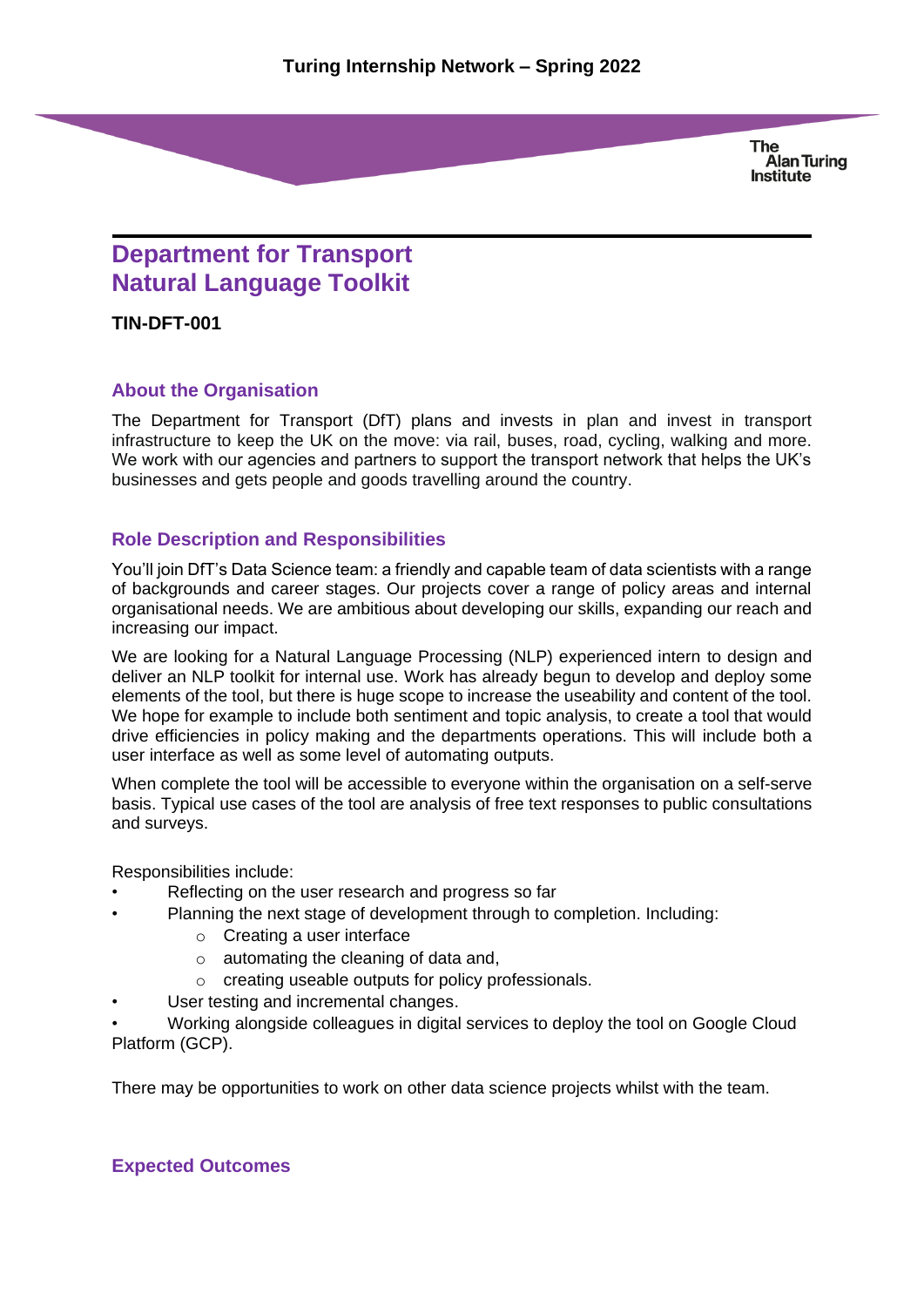Turing Internship Network – Spring 2022

# Department for Transport Natural Language Toolkit

**TIN-DFT-001**

## About the Organisation

The Department for Transport (DfT) plans and invests in plan and invest in transport infrastructure to keep the UK on the move: via rail, buses, road, cycling, walking and more. We work with our agencies and partners to support the transport network that helps the UK's businesses and gets people and goods travelling around the country.

## Role Description and Responsibilities

You'll join DfT's Data Science team: a friendly and capable team of data scientists with a range of backgrounds and career stages. Our projects cover a range of policy areas and internal organisational needs. We are ambitious about developing our skills, expanding our reach and increasing our impact.

We are looking for a Natural Language Processing (NLP) experienced intern to design and deliver an NLP toolkit for internal use. Work has already begun to develop and deploy some elements of the tool, but there is huge scope to increase the useability and content of the tool. We hope for example to include both sentiment and topic analysis, to create a tool that would drive efficiencies in policy making and the departments operations. This will include both a user interface as well as some level of automating outputs.

When complete the tool will be accessible to everyone within the organisation on a self-serve basis. Typical use cases of the tool are analysis of free text responses to public consultations and surveys.

Responsibilities include:

- Reflecting on the user research and progress so far
- Planning the next stage of development through to completion. Including:
  - Creating a user interface
  - automating the cleaning of data and,
  - creating useable outputs for policy professionals.
- User testing and incremental changes.
- Working alongside colleagues in digital services to deploy the tool on Google Cloud Platform (GCP).

There may be opportunities to work on other data science projects whilst with the team.

## Expected Outcomes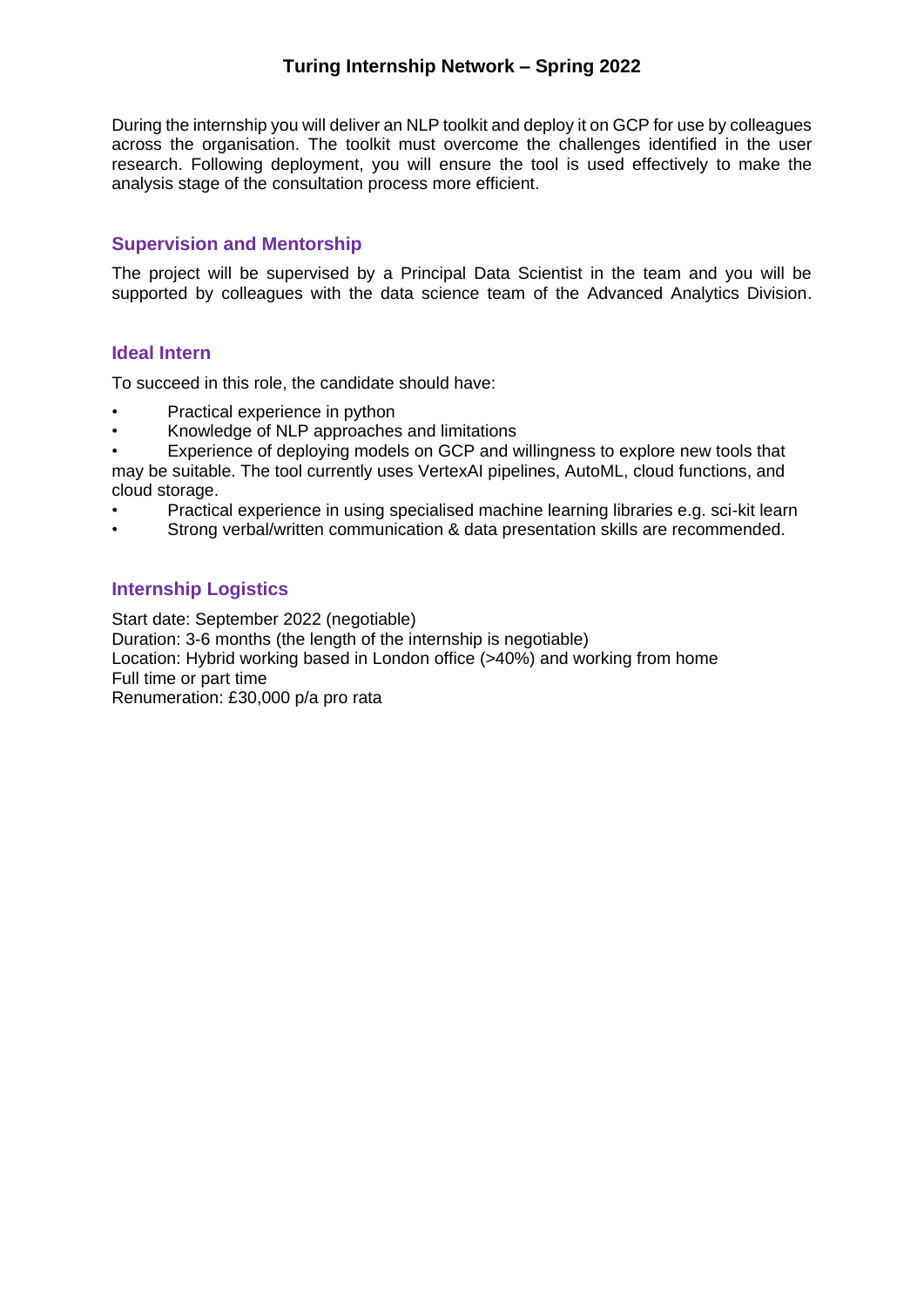During the internship you will deliver an NLP toolkit and deploy it on GCP for use by colleagues across the organisation. The toolkit must overcome the challenges identified in the user research. Following deployment, you will ensure the tool is used effectively to make the analysis stage of the consultation process more efficient.

## Supervision and Mentorship

The project will be supervised by a Principal Data Scientist in the team and you will be supported by colleagues with the data science team of the Advanced Analytics Division.

## Ideal Intern

To succeed in this role, the candidate should have:

- Practical experience in python
- Knowledge of NLP approaches and limitations
- Experience of deploying models on GCP and willingness to explore new tools that may be suitable. The tool currently uses VertexAI pipelines, AutoML, cloud functions, and cloud storage.
- Practical experience in using specialised machine learning libraries e.g. sci-kit learn
- Strong verbal/written communication & data presentation skills are recommended.

## Internship Logistics

Start date: September 2022 (negotiable)  
Duration: 3-6 months (the length of the internship is negotiable)  
Location: Hybrid working based in London office (>40%) and working from home  
Full time or part time  
Renumeration: £30,000 p/a pro rata